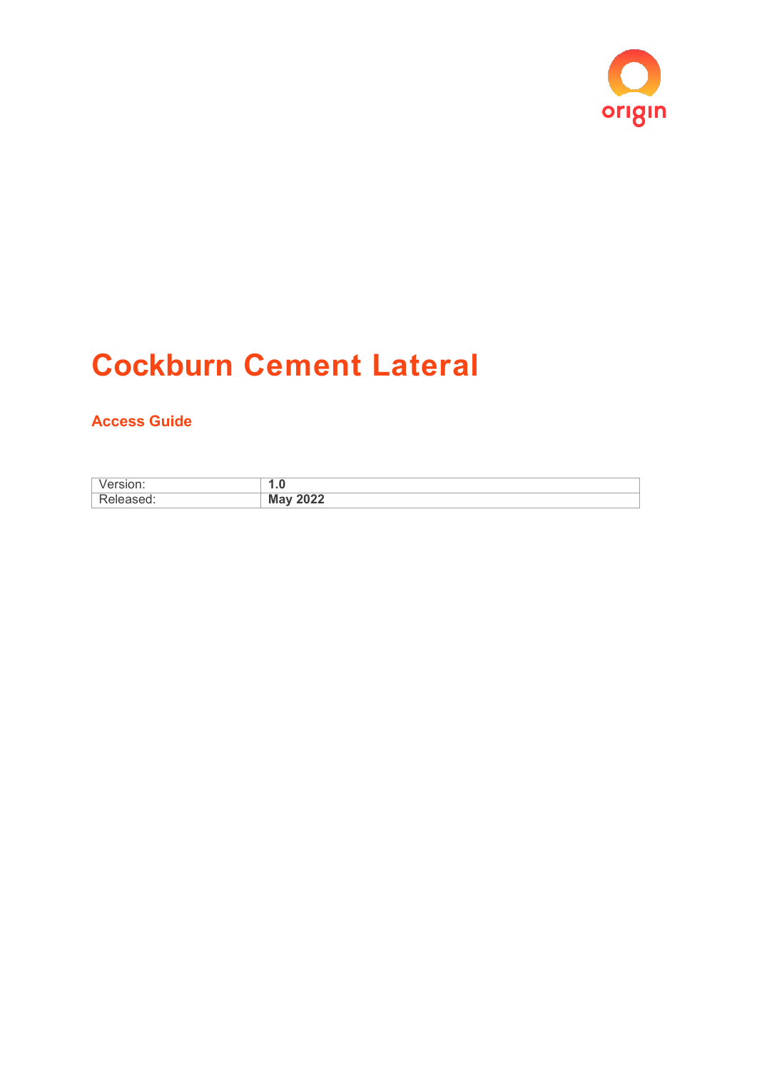# Cockburn Cement Lateral

## Access Guide

| Version: | **1.0** |
| --- | --- |
| Released: | **May 2022** |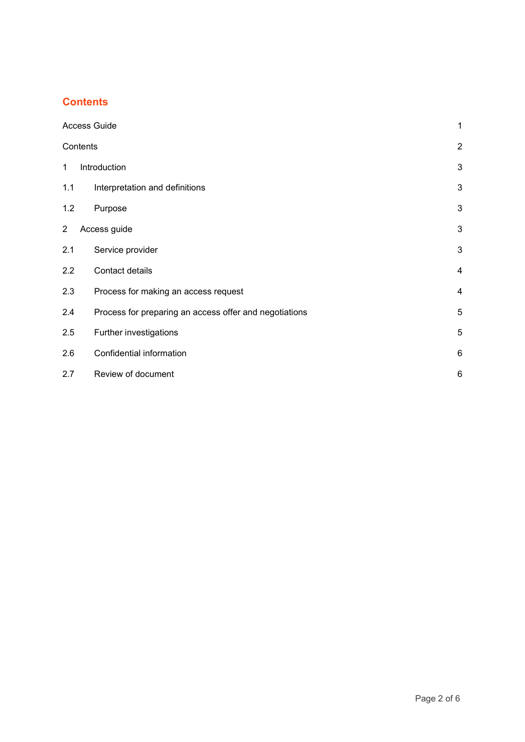## Contents

| | |
|---|---|
| Access Guide | 1 |
| Contents | 2 |
| 1 Introduction | 3 |
| 1.1 Interpretation and definitions | 3 |
| 1.2 Purpose | 3 |
| 2 Access guide | 3 |
| 2.1 Service provider | 3 |
| 2.2 Contact details | 4 |
| 2.3 Process for making an access request | 4 |
| 2.4 Process for preparing an access offer and negotiations | 5 |
| 2.5 Further investigations | 5 |
| 2.6 Confidential information | 6 |
| 2.7 Review of document | 6 |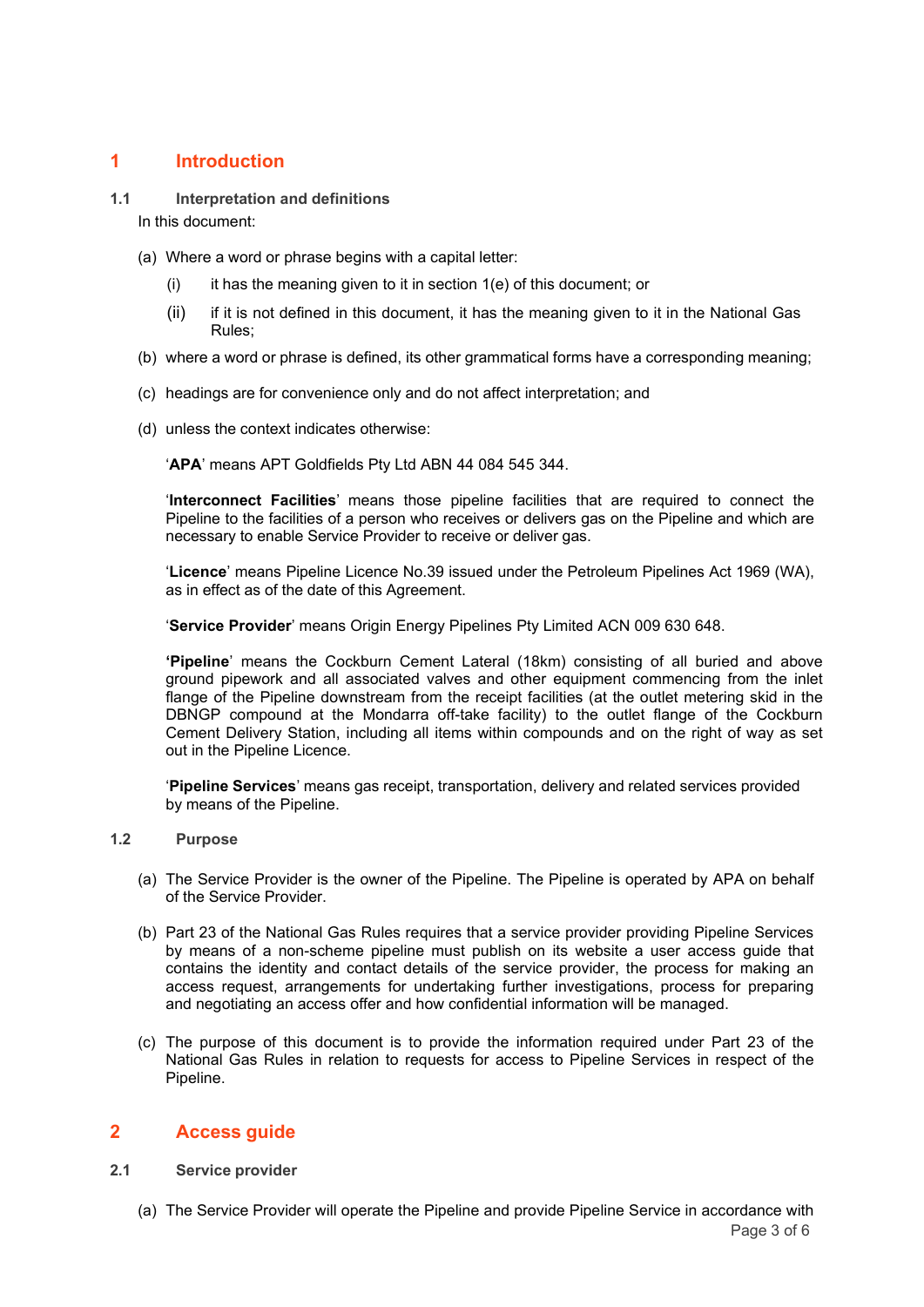# 1 Introduction

## 1.1 Interpretation and definitions

In this document:

(a) Where a word or phrase begins with a capital letter:

(i) it has the meaning given to it in section 1(e) of this document; or

(ii) if it is not defined in this document, it has the meaning given to it in the National Gas Rules;

(b) where a word or phrase is defined, its other grammatical forms have a corresponding meaning;

(c) headings are for convenience only and do not affect interpretation; and

(d) unless the context indicates otherwise:

'**APA**' means APT Goldfields Pty Ltd ABN 44 084 545 344.

'**Interconnect Facilities**' means those pipeline facilities that are required to connect the Pipeline to the facilities of a person who receives or delivers gas on the Pipeline and which are necessary to enable Service Provider to receive or deliver gas.

'**Licence**' means Pipeline Licence No.39 issued under the Petroleum Pipelines Act 1969 (WA), as in effect as of the date of this Agreement.

'**Service Provider**' means Origin Energy Pipelines Pty Limited ACN 009 630 648.

**'Pipeline**' means the Cockburn Cement Lateral (18km) consisting of all buried and above ground pipework and all associated valves and other equipment commencing from the inlet flange of the Pipeline downstream from the receipt facilities (at the outlet metering skid in the DBNGP compound at the Mondarra off-take facility) to the outlet flange of the Cockburn Cement Delivery Station, including all items within compounds and on the right of way as set out in the Pipeline Licence.

'**Pipeline Services**' means gas receipt, transportation, delivery and related services provided by means of the Pipeline.

## 1.2 Purpose

(a) The Service Provider is the owner of the Pipeline. The Pipeline is operated by APA on behalf of the Service Provider.

(b) Part 23 of the National Gas Rules requires that a service provider providing Pipeline Services by means of a non-scheme pipeline must publish on its website a user access guide that contains the identity and contact details of the service provider, the process for making an access request, arrangements for undertaking further investigations, process for preparing and negotiating an access offer and how confidential information will be managed.

(c) The purpose of this document is to provide the information required under Part 23 of the National Gas Rules in relation to requests for access to Pipeline Services in respect of the Pipeline.

# 2 Access guide

## 2.1 Service provider

(a) The Service Provider will operate the Pipeline and provide Pipeline Service in accordance with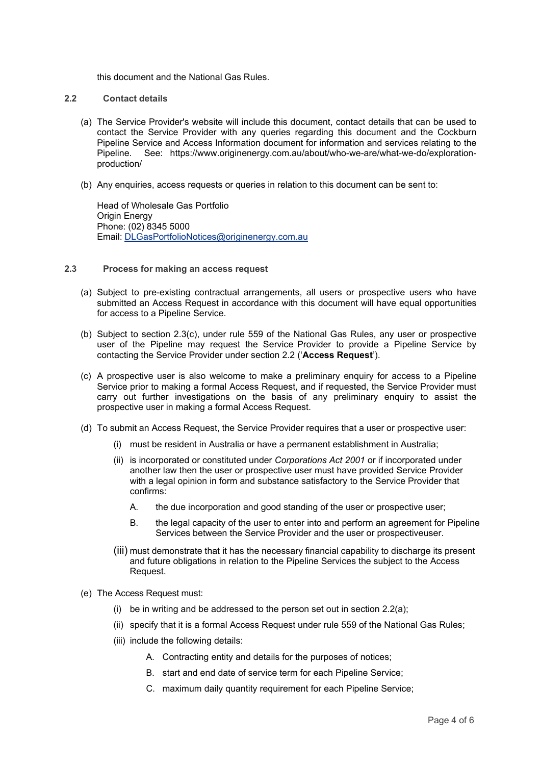this document and the National Gas Rules.

### 2.2 Contact details

(a) The Service Provider's website will include this document, contact details that can be used to contact the Service Provider with any queries regarding this document and the Cockburn Pipeline Service and Access Information document for information and services relating to the Pipeline. See: https://www.originenergy.com.au/about/who-we-are/what-we-do/exploration-production/

(b) Any enquiries, access requests or queries in relation to this document can be sent to:

Head of Wholesale Gas Portfolio
Origin Energy
Phone: (02) 8345 5000
Email: DLGasPortfolioNotices@originenergy.com.au

### 2.3 Process for making an access request

(a) Subject to pre-existing contractual arrangements, all users or prospective users who have submitted an Access Request in accordance with this document will have equal opportunities for access to a Pipeline Service.

(b) Subject to section 2.3(c), under rule 559 of the National Gas Rules, any user or prospective user of the Pipeline may request the Service Provider to provide a Pipeline Service by contacting the Service Provider under section 2.2 ('**Access Request**').

(c) A prospective user is also welcome to make a preliminary enquiry for access to a Pipeline Service prior to making a formal Access Request, and if requested, the Service Provider must carry out further investigations on the basis of any preliminary enquiry to assist the prospective user in making a formal Access Request.

(d) To submit an Access Request, the Service Provider requires that a user or prospective user:

- (i) must be resident in Australia or have a permanent establishment in Australia;
- (ii) is incorporated or constituted under *Corporations Act 2001* or if incorporated under another law then the user or prospective user must have provided Service Provider with a legal opinion in form and substance satisfactory to the Service Provider that confirms:
  - A. the due incorporation and good standing of the user or prospective user;
  - B. the legal capacity of the user to enter into and perform an agreement for Pipeline Services between the Service Provider and the user or prospectiveuser.
- (iii) must demonstrate that it has the necessary financial capability to discharge its present and future obligations in relation to the Pipeline Services the subject to the Access Request.

(e) The Access Request must:

- (i) be in writing and be addressed to the person set out in section 2.2(a);
- (ii) specify that it is a formal Access Request under rule 559 of the National Gas Rules;
- (iii) include the following details:
  - A. Contracting entity and details for the purposes of notices;
  - B. start and end date of service term for each Pipeline Service;
  - C. maximum daily quantity requirement for each Pipeline Service;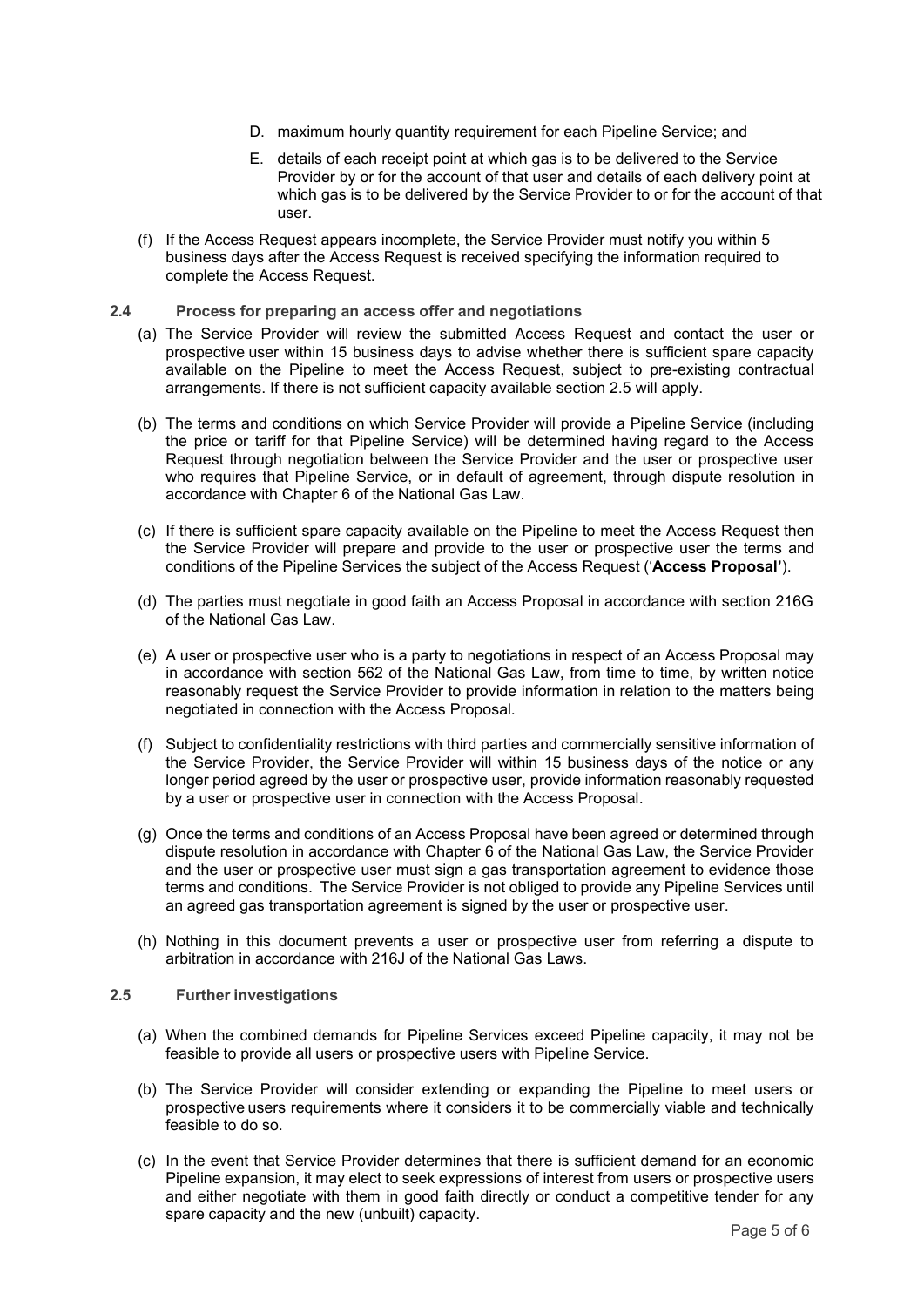D. maximum hourly quantity requirement for each Pipeline Service; and

E. details of each receipt point at which gas is to be delivered to the Service Provider by or for the account of that user and details of each delivery point at which gas is to be delivered by the Service Provider to or for the account of that user.

(f) If the Access Request appears incomplete, the Service Provider must notify you within 5 business days after the Access Request is received specifying the information required to complete the Access Request.

### 2.4 Process for preparing an access offer and negotiations

(a) The Service Provider will review the submitted Access Request and contact the user or prospective user within 15 business days to advise whether there is sufficient spare capacity available on the Pipeline to meet the Access Request, subject to pre-existing contractual arrangements. If there is not sufficient capacity available section 2.5 will apply.

(b) The terms and conditions on which Service Provider will provide a Pipeline Service (including the price or tariff for that Pipeline Service) will be determined having regard to the Access Request through negotiation between the Service Provider and the user or prospective user who requires that Pipeline Service, or in default of agreement, through dispute resolution in accordance with Chapter 6 of the National Gas Law.

(c) If there is sufficient spare capacity available on the Pipeline to meet the Access Request then the Service Provider will prepare and provide to the user or prospective user the terms and conditions of the Pipeline Services the subject of the Access Request ('**Access Proposal'**).

(d) The parties must negotiate in good faith an Access Proposal in accordance with section 216G of the National Gas Law.

(e) A user or prospective user who is a party to negotiations in respect of an Access Proposal may in accordance with section 562 of the National Gas Law, from time to time, by written notice reasonably request the Service Provider to provide information in relation to the matters being negotiated in connection with the Access Proposal.

(f) Subject to confidentiality restrictions with third parties and commercially sensitive information of the Service Provider, the Service Provider will within 15 business days of the notice or any longer period agreed by the user or prospective user, provide information reasonably requested by a user or prospective user in connection with the Access Proposal.

(g) Once the terms and conditions of an Access Proposal have been agreed or determined through dispute resolution in accordance with Chapter 6 of the National Gas Law, the Service Provider and the user or prospective user must sign a gas transportation agreement to evidence those terms and conditions. The Service Provider is not obliged to provide any Pipeline Services until an agreed gas transportation agreement is signed by the user or prospective user.

(h) Nothing in this document prevents a user or prospective user from referring a dispute to arbitration in accordance with 216J of the National Gas Laws.

### 2.5 Further investigations

(a) When the combined demands for Pipeline Services exceed Pipeline capacity, it may not be feasible to provide all users or prospective users with Pipeline Service.

(b) The Service Provider will consider extending or expanding the Pipeline to meet users or prospective users requirements where it considers it to be commercially viable and technically feasible to do so.

(c) In the event that Service Provider determines that there is sufficient demand for an economic Pipeline expansion, it may elect to seek expressions of interest from users or prospective users and either negotiate with them in good faith directly or conduct a competitive tender for any spare capacity and the new (unbuilt) capacity.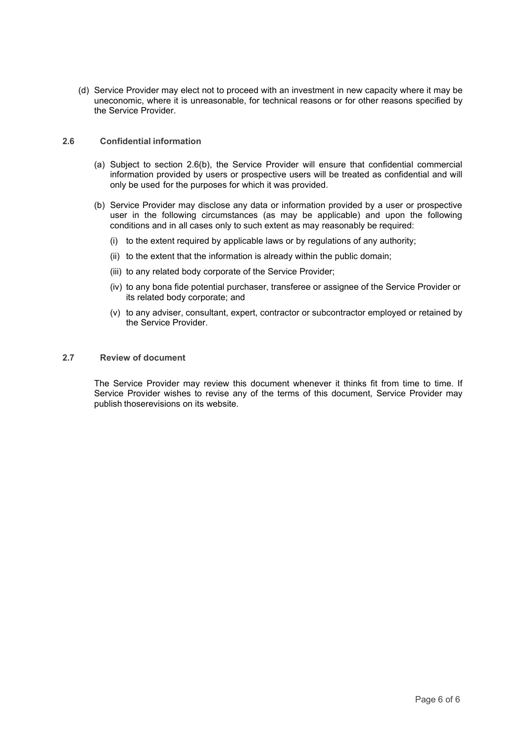(d) Service Provider may elect not to proceed with an investment in new capacity where it may be uneconomic, where it is unreasonable, for technical reasons or for other reasons specified by the Service Provider.

### 2.6 Confidential information

(a) Subject to section 2.6(b), the Service Provider will ensure that confidential commercial information provided by users or prospective users will be treated as confidential and will only be used for the purposes for which it was provided.

(b) Service Provider may disclose any data or information provided by a user or prospective user in the following circumstances (as may be applicable) and upon the following conditions and in all cases only to such extent as may reasonably be required:

(i) to the extent required by applicable laws or by regulations of any authority;

(ii) to the extent that the information is already within the public domain;

(iii) to any related body corporate of the Service Provider;

(iv) to any bona fide potential purchaser, transferee or assignee of the Service Provider or its related body corporate; and

(v) to any adviser, consultant, expert, contractor or subcontractor employed or retained by the Service Provider.

### 2.7 Review of document

The Service Provider may review this document whenever it thinks fit from time to time. If Service Provider wishes to revise any of the terms of this document, Service Provider may publish thoserevisions on its website.